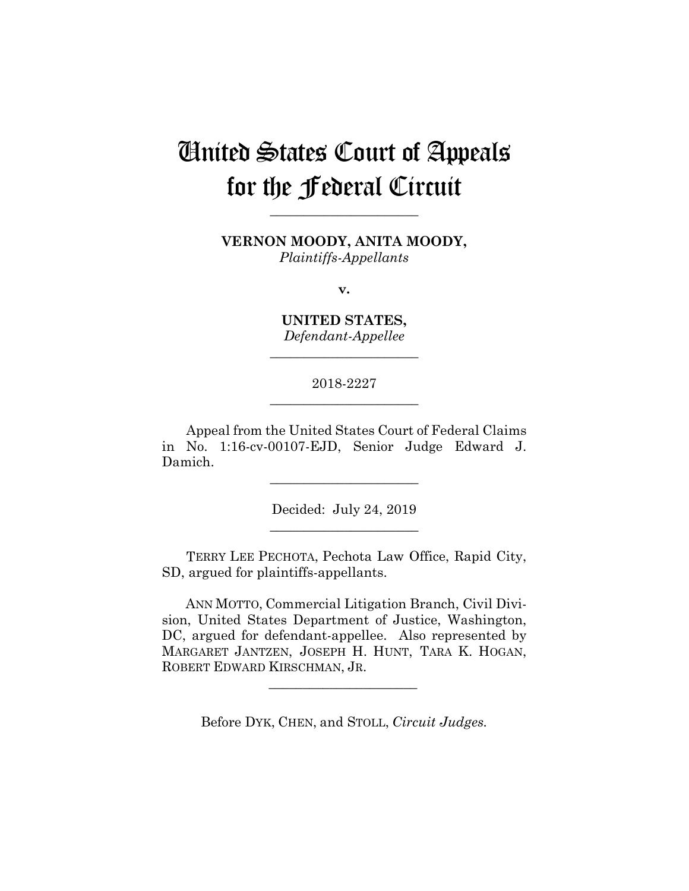# United States Court of Appeals for the Federal Circuit

---

**VERNON MOODY, ANITA MOODY,**
*Plaintiffs-Appellants*

**v.**

**UNITED STATES,**
*Defendant-Appellee*

---

2018-2227

---

Appeal from the United States Court of Federal Claims in No. 1:16-cv-00107-EJD, Senior Judge Edward J. Damich.

---

Decided: July 24, 2019

---

TERRY LEE PECHOTA, Pechota Law Office, Rapid City, SD, argued for plaintiffs-appellants.

ANN MOTTO, Commercial Litigation Branch, Civil Division, United States Department of Justice, Washington, DC, argued for defendant-appellee. Also represented by MARGARET JANTZEN, JOSEPH H. HUNT, TARA K. HOGAN, ROBERT EDWARD KIRSCHMAN, JR.

---

Before DYK, CHEN, and STOLL, *Circuit Judges.*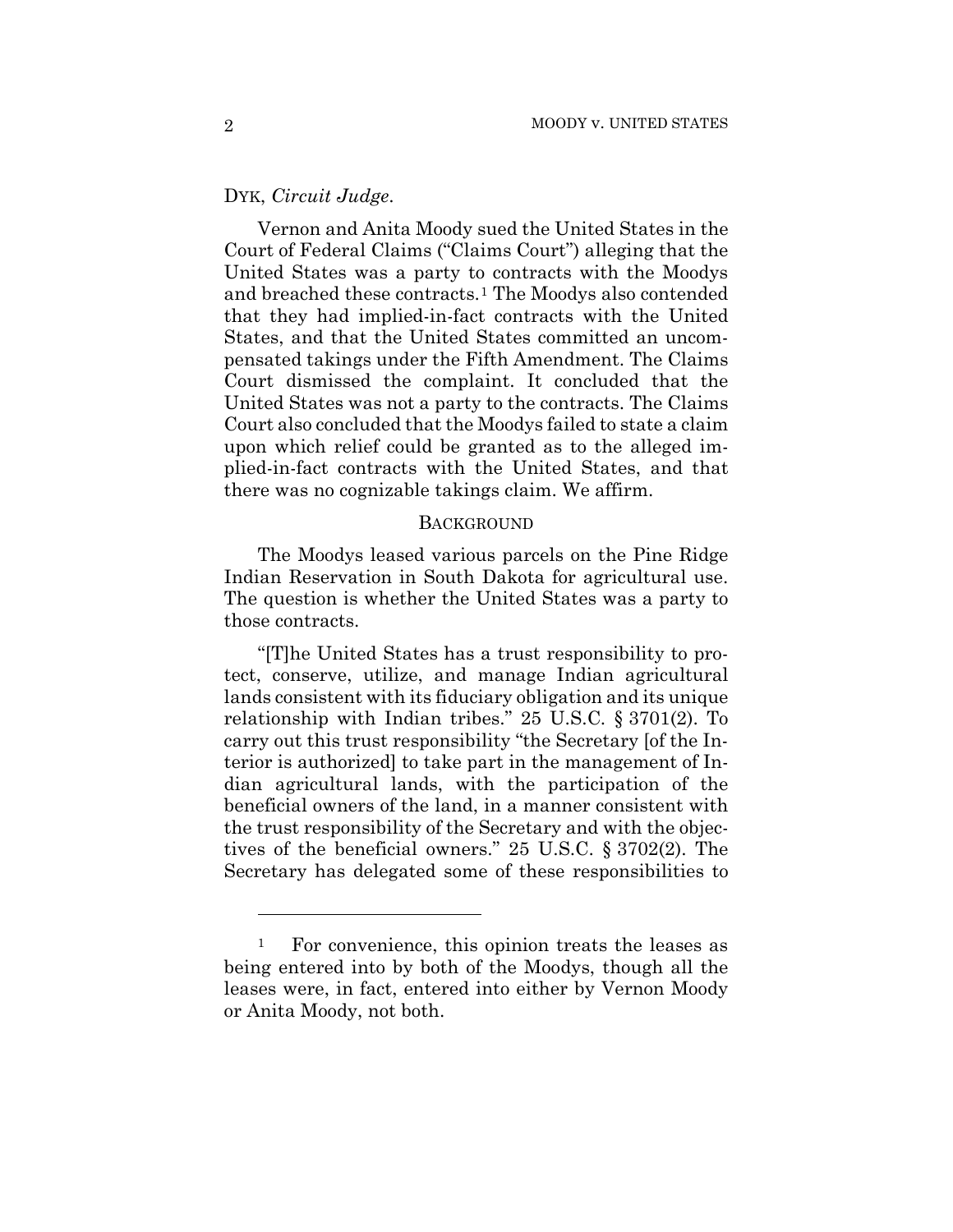DYK, *Circuit Judge*.

Vernon and Anita Moody sued the United States in the Court of Federal Claims ("Claims Court") alleging that the United States was a party to contracts with the Moodys and breached these contracts.[1] The Moodys also contended that they had implied-in-fact contracts with the United States, and that the United States committed an uncompensated takings under the Fifth Amendment. The Claims Court dismissed the complaint. It concluded that the United States was not a party to the contracts. The Claims Court also concluded that the Moodys failed to state a claim upon which relief could be granted as to the alleged implied-in-fact contracts with the United States, and that there was no cognizable takings claim. We affirm.

## BACKGROUND

The Moodys leased various parcels on the Pine Ridge Indian Reservation in South Dakota for agricultural use. The question is whether the United States was a party to those contracts.

"[T]he United States has a trust responsibility to protect, conserve, utilize, and manage Indian agricultural lands consistent with its fiduciary obligation and its unique relationship with Indian tribes." 25 U.S.C. § 3701(2). To carry out this trust responsibility "the Secretary [of the Interior is authorized] to take part in the management of Indian agricultural lands, with the participation of the beneficial owners of the land, in a manner consistent with the trust responsibility of the Secretary and with the objectives of the beneficial owners." 25 U.S.C. § 3702(2). The Secretary has delegated some of these responsibilities to

---

[1] For convenience, this opinion treats the leases as being entered into by both of the Moodys, though all the leases were, in fact, entered into either by Vernon Moody or Anita Moody, not both.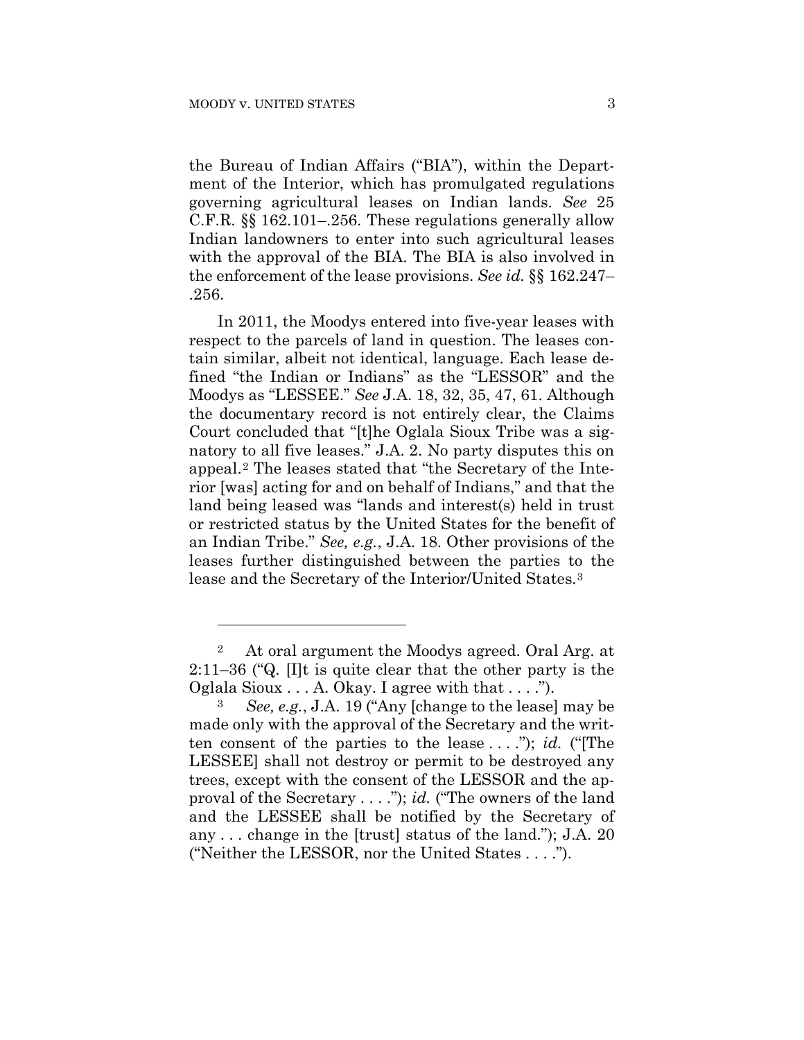the Bureau of Indian Affairs ("BIA"), within the Department of the Interior, which has promulgated regulations governing agricultural leases on Indian lands. *See* 25 C.F.R. §§ 162.101–.256. These regulations generally allow Indian landowners to enter into such agricultural leases with the approval of the BIA. The BIA is also involved in the enforcement of the lease provisions. *See id.* §§ 162.247–.256.

In 2011, the Moodys entered into five-year leases with respect to the parcels of land in question. The leases contain similar, albeit not identical, language. Each lease defined "the Indian or Indians" as the "LESSOR" and the Moodys as "LESSEE." *See* J.A. 18, 32, 35, 47, 61. Although the documentary record is not entirely clear, the Claims Court concluded that "[t]he Oglala Sioux Tribe was a signatory to all five leases." J.A. 2. No party disputes this on appeal.[2] The leases stated that "the Secretary of the Interior [was] acting for and on behalf of Indians," and that the land being leased was "lands and interest(s) held in trust or restricted status by the United States for the benefit of an Indian Tribe." *See, e.g.*, J.A. 18. Other provisions of the leases further distinguished between the parties to the lease and the Secretary of the Interior/United States.[3]

---

[2] At oral argument the Moodys agreed. Oral Arg. at 2:11–36 ("Q. [I]t is quite clear that the other party is the Oglala Sioux . . . A. Okay. I agree with that . . . .").

[3] *See, e.g.*, J.A. 19 ("Any [change to the lease] may be made only with the approval of the Secretary and the written consent of the parties to the lease . . . ."); *id.* ("[The LESSEE] shall not destroy or permit to be destroyed any trees, except with the consent of the LESSOR and the approval of the Secretary . . . ."); *id.* ("The owners of the land and the LESSEE shall be notified by the Secretary of any . . . change in the [trust] status of the land."); J.A. 20 ("Neither the LESSOR, nor the United States . . . .").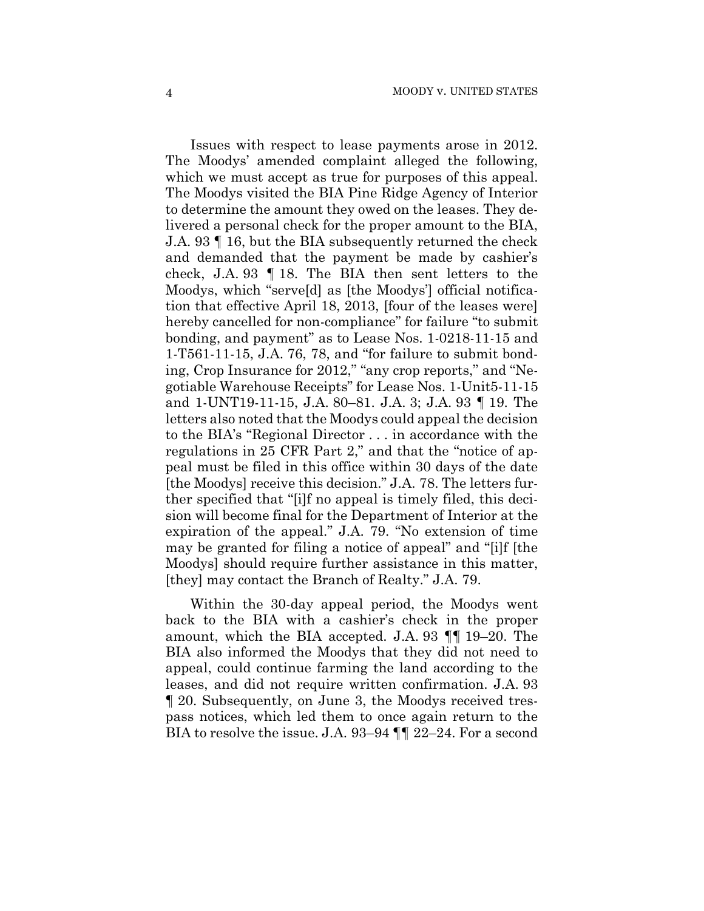Issues with respect to lease payments arose in 2012. The Moodys' amended complaint alleged the following, which we must accept as true for purposes of this appeal. The Moodys visited the BIA Pine Ridge Agency of Interior to determine the amount they owed on the leases. They delivered a personal check for the proper amount to the BIA, J.A. 93 ¶ 16, but the BIA subsequently returned the check and demanded that the payment be made by cashier's check, J.A. 93 ¶ 18. The BIA then sent letters to the Moodys, which "serve[d] as [the Moodys'] official notification that effective April 18, 2013, [four of the leases were] hereby cancelled for non-compliance" for failure "to submit bonding, and payment" as to Lease Nos. 1-0218-11-15 and 1-T561-11-15, J.A. 76, 78, and "for failure to submit bonding, Crop Insurance for 2012," "any crop reports," and "Negotiable Warehouse Receipts" for Lease Nos. 1-Unit5-11-15 and 1-UNT19-11-15, J.A. 80–81. J.A. 3; J.A. 93 ¶ 19. The letters also noted that the Moodys could appeal the decision to the BIA's "Regional Director . . . in accordance with the regulations in 25 CFR Part 2," and that the "notice of appeal must be filed in this office within 30 days of the date [the Moodys] receive this decision." J.A. 78. The letters further specified that "[i]f no appeal is timely filed, this decision will become final for the Department of Interior at the expiration of the appeal." J.A. 79. "No extension of time may be granted for filing a notice of appeal" and "[i]f [the Moodys] should require further assistance in this matter, [they] may contact the Branch of Realty." J.A. 79.

Within the 30-day appeal period, the Moodys went back to the BIA with a cashier's check in the proper amount, which the BIA accepted. J.A. 93 ¶¶ 19–20. The BIA also informed the Moodys that they did not need to appeal, could continue farming the land according to the leases, and did not require written confirmation. J.A. 93 ¶ 20. Subsequently, on June 3, the Moodys received trespass notices, which led them to once again return to the BIA to resolve the issue. J.A. 93–94 ¶¶ 22–24. For a second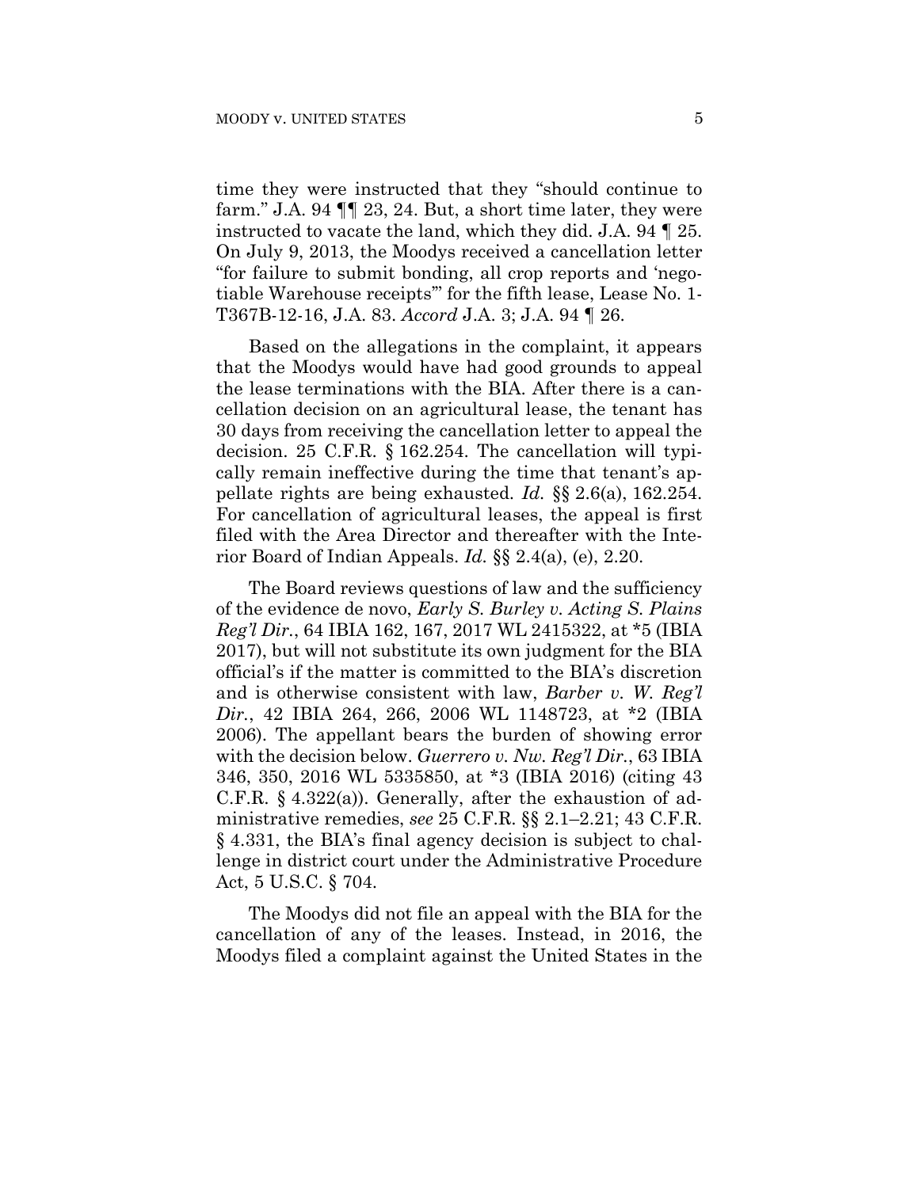time they were instructed that they "should continue to farm." J.A. 94 ¶¶ 23, 24. But, a short time later, they were instructed to vacate the land, which they did. J.A. 94 ¶ 25. On July 9, 2013, the Moodys received a cancellation letter "for failure to submit bonding, all crop reports and 'negotiable Warehouse receipts'" for the fifth lease, Lease No. 1-T367B-12-16, J.A. 83. *Accord* J.A. 3; J.A. 94 ¶ 26.

Based on the allegations in the complaint, it appears that the Moodys would have had good grounds to appeal the lease terminations with the BIA. After there is a cancellation decision on an agricultural lease, the tenant has 30 days from receiving the cancellation letter to appeal the decision. 25 C.F.R. § 162.254. The cancellation will typically remain ineffective during the time that tenant's appellate rights are being exhausted. *Id.* §§ 2.6(a), 162.254. For cancellation of agricultural leases, the appeal is first filed with the Area Director and thereafter with the Interior Board of Indian Appeals. *Id.* §§ 2.4(a), (e), 2.20.

The Board reviews questions of law and the sufficiency of the evidence de novo, *Early S. Burley v. Acting S. Plains Reg'l Dir.*, 64 IBIA 162, 167, 2017 WL 2415322, at *5 (IBIA 2017), but will not substitute its own judgment for the BIA official's if the matter is committed to the BIA's discretion and is otherwise consistent with law, *Barber v. W. Reg'l Dir.*, 42 IBIA 264, 266, 2006 WL 1148723, at *2 (IBIA 2006). The appellant bears the burden of showing error with the decision below. *Guerrero v. Nw. Reg'l Dir.*, 63 IBIA 346, 350, 2016 WL 5335850, at *3 (IBIA 2016) (citing 43 C.F.R. § 4.322(a)). Generally, after the exhaustion of administrative remedies, *see* 25 C.F.R. §§ 2.1–2.21; 43 C.F.R. § 4.331, the BIA's final agency decision is subject to challenge in district court under the Administrative Procedure Act, 5 U.S.C. § 704.

The Moodys did not file an appeal with the BIA for the cancellation of any of the leases. Instead, in 2016, the Moodys filed a complaint against the United States in the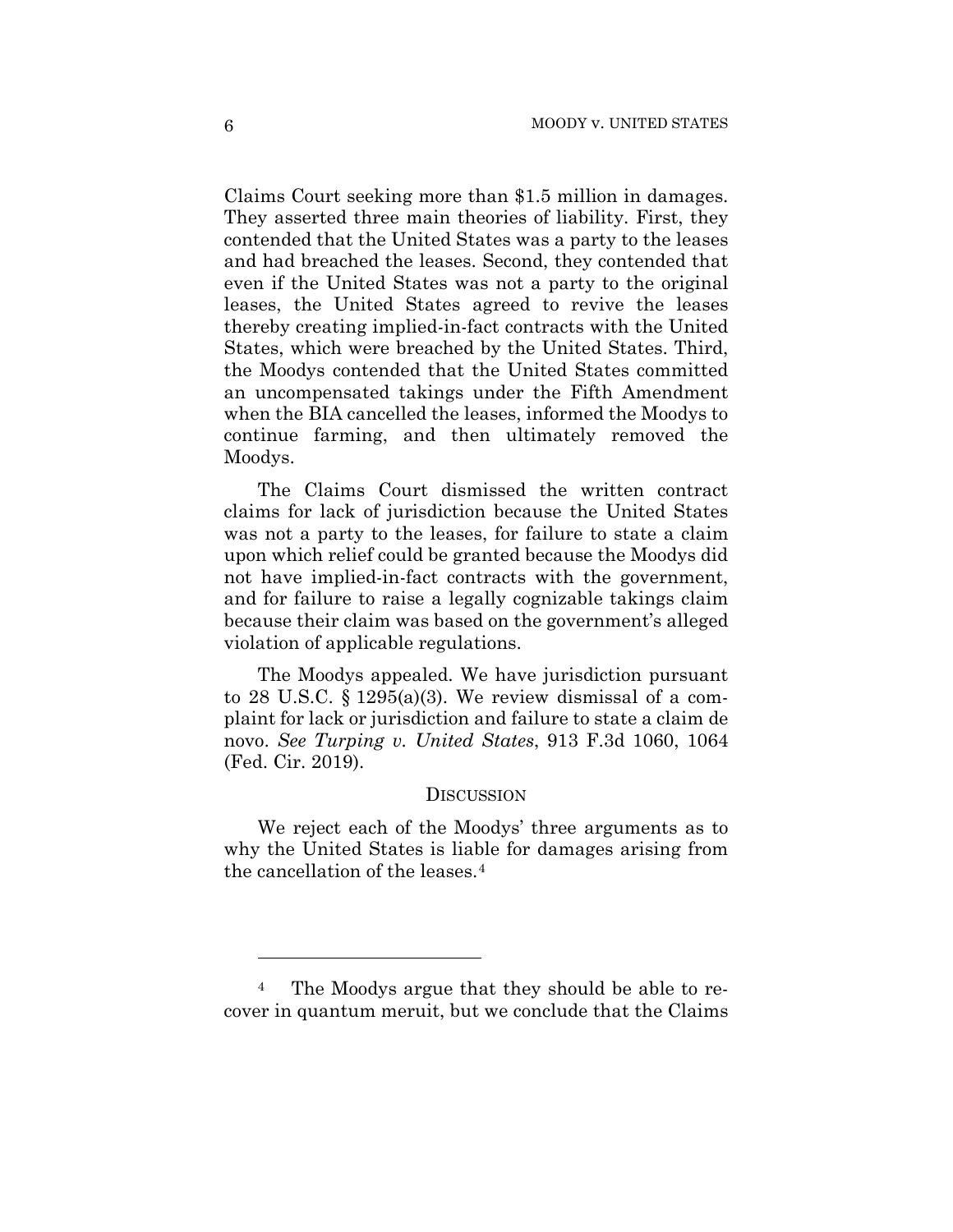Claims Court seeking more than $1.5 million in damages. They asserted three main theories of liability. First, they contended that the United States was a party to the leases and had breached the leases. Second, they contended that even if the United States was not a party to the original leases, the United States agreed to revive the leases thereby creating implied-in-fact contracts with the United States, which were breached by the United States. Third, the Moodys contended that the United States committed an uncompensated takings under the Fifth Amendment when the BIA cancelled the leases, informed the Moodys to continue farming, and then ultimately removed the Moodys.

The Claims Court dismissed the written contract claims for lack of jurisdiction because the United States was not a party to the leases, for failure to state a claim upon which relief could be granted because the Moodys did not have implied-in-fact contracts with the government, and for failure to raise a legally cognizable takings claim because their claim was based on the government's alleged violation of applicable regulations.

The Moodys appealed. We have jurisdiction pursuant to 28 U.S.C. § 1295(a)(3). We review dismissal of a complaint for lack or jurisdiction and failure to state a claim de novo. *See Turping v. United States*, 913 F.3d 1060, 1064 (Fed. Cir. 2019).

## DISCUSSION

We reject each of the Moodys' three arguments as to why the United States is liable for damages arising from the cancellation of the leases.[4]

---

[4] The Moodys argue that they should be able to recover in quantum meruit, but we conclude that the Claims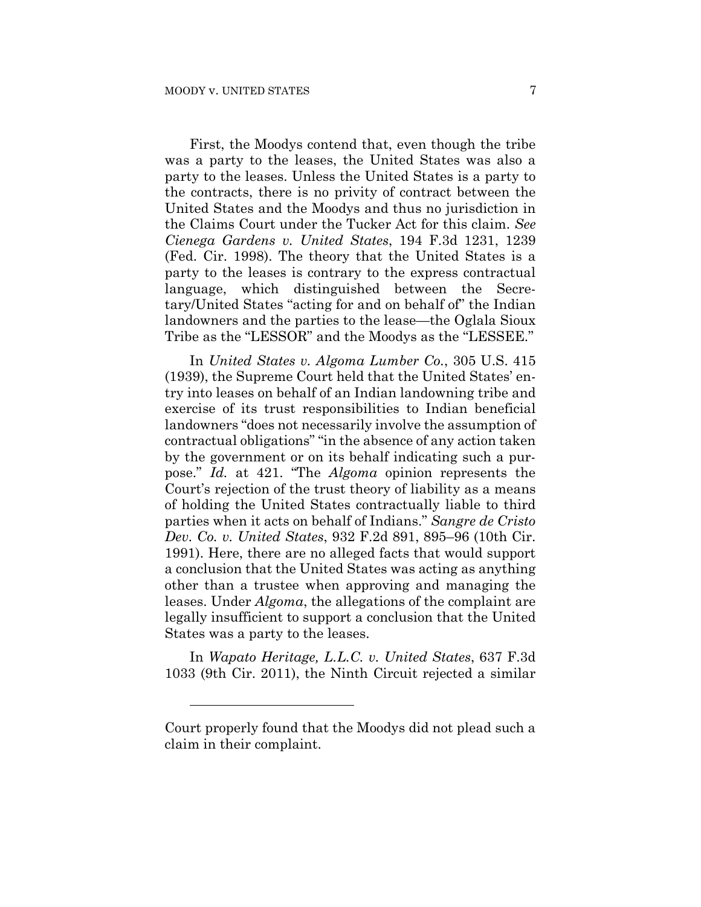First, the Moodys contend that, even though the tribe was a party to the leases, the United States was also a party to the leases. Unless the United States is a party to the contracts, there is no privity of contract between the United States and the Moodys and thus no jurisdiction in the Claims Court under the Tucker Act for this claim. *See Cienega Gardens v. United States*, 194 F.3d 1231, 1239 (Fed. Cir. 1998). The theory that the United States is a party to the leases is contrary to the express contractual language, which distinguished between the Secretary/United States "acting for and on behalf of" the Indian landowners and the parties to the lease—the Oglala Sioux Tribe as the "LESSOR" and the Moodys as the "LESSEE."

In *United States v. Algoma Lumber Co.*, 305 U.S. 415 (1939), the Supreme Court held that the United States' entry into leases on behalf of an Indian landowning tribe and exercise of its trust responsibilities to Indian beneficial landowners "does not necessarily involve the assumption of contractual obligations" "in the absence of any action taken by the government or on its behalf indicating such a purpose." *Id.* at 421. "The *Algoma* opinion represents the Court's rejection of the trust theory of liability as a means of holding the United States contractually liable to third parties when it acts on behalf of Indians." *Sangre de Cristo Dev. Co. v. United States*, 932 F.2d 891, 895–96 (10th Cir. 1991). Here, there are no alleged facts that would support a conclusion that the United States was acting as anything other than a trustee when approving and managing the leases. Under *Algoma*, the allegations of the complaint are legally insufficient to support a conclusion that the United States was a party to the leases.

In *Wapato Heritage, L.L.C. v. United States*, 637 F.3d 1033 (9th Cir. 2011), the Ninth Circuit rejected a similar

---

Court properly found that the Moodys did not plead such a claim in their complaint.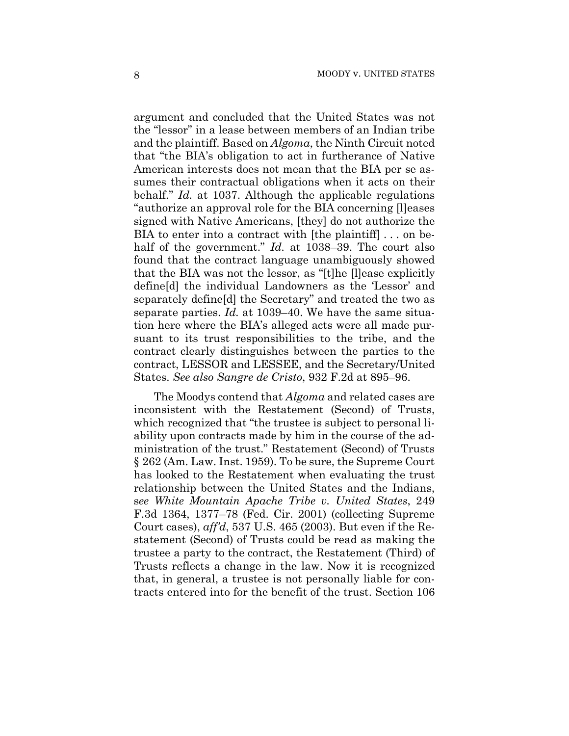argument and concluded that the United States was not the "lessor" in a lease between members of an Indian tribe and the plaintiff. Based on *Algoma*, the Ninth Circuit noted that "the BIA's obligation to act in furtherance of Native American interests does not mean that the BIA per se assumes their contractual obligations when it acts on their behalf." *Id.* at 1037. Although the applicable regulations "authorize an approval role for the BIA concerning [l]eases signed with Native Americans, [they] do not authorize the BIA to enter into a contract with [the plaintiff] . . . on behalf of the government." *Id.* at 1038–39. The court also found that the contract language unambiguously showed that the BIA was not the lessor, as "[t]he [l]ease explicitly define[d] the individual Landowners as the 'Lessor' and separately define[d] the Secretary" and treated the two as separate parties. *Id.* at 1039–40. We have the same situation here where the BIA's alleged acts were all made pursuant to its trust responsibilities to the tribe, and the contract clearly distinguishes between the parties to the contract, LESSOR and LESSEE, and the Secretary/United States. *See also Sangre de Cristo*, 932 F.2d at 895–96.

The Moodys contend that *Algoma* and related cases are inconsistent with the Restatement (Second) of Trusts, which recognized that "the trustee is subject to personal liability upon contracts made by him in the course of the administration of the trust." Restatement (Second) of Trusts § 262 (Am. Law. Inst. 1959). To be sure, the Supreme Court has looked to the Restatement when evaluating the trust relationship between the United States and the Indians, *see White Mountain Apache Tribe v. United States*, 249 F.3d 1364, 1377–78 (Fed. Cir. 2001) (collecting Supreme Court cases), *aff'd*, 537 U.S. 465 (2003). But even if the Restatement (Second) of Trusts could be read as making the trustee a party to the contract, the Restatement (Third) of Trusts reflects a change in the law. Now it is recognized that, in general, a trustee is not personally liable for contracts entered into for the benefit of the trust. Section 106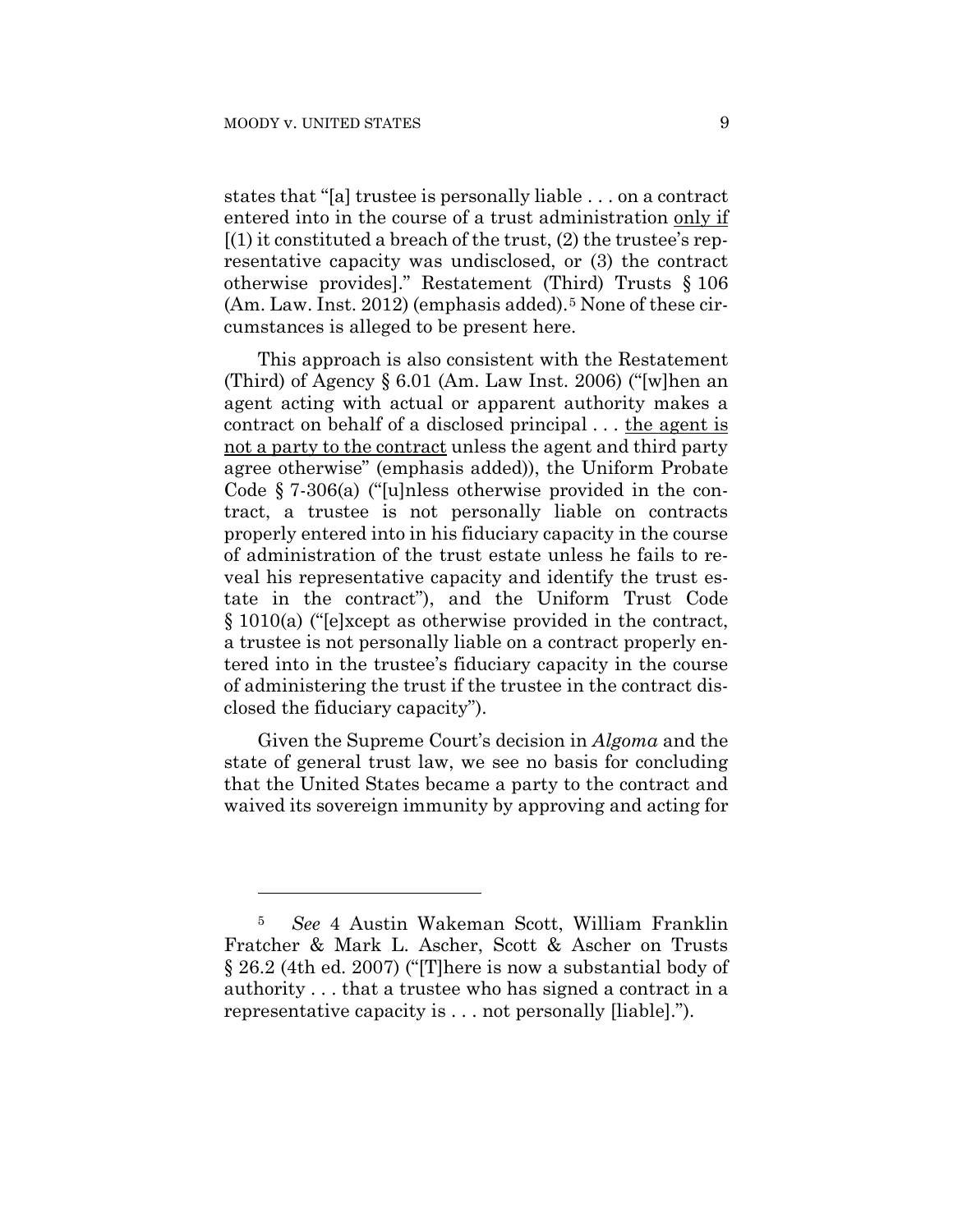states that "[a] trustee is personally liable . . . on a contract entered into in the course of a trust administration <u>only if</u> [(1) it constituted a breach of the trust, (2) the trustee's representative capacity was undisclosed, or (3) the contract otherwise provides]." Restatement (Third) Trusts § 106 (Am. Law. Inst. 2012) (emphasis added).[5] None of these circumstances is alleged to be present here.

This approach is also consistent with the Restatement (Third) of Agency § 6.01 (Am. Law Inst. 2006) ("[w]hen an agent acting with actual or apparent authority makes a contract on behalf of a disclosed principal . . . <u>the agent is not a party to the contract</u> unless the agent and third party agree otherwise" (emphasis added)), the Uniform Probate Code § 7-306(a) ("[u]nless otherwise provided in the contract, a trustee is not personally liable on contracts properly entered into in his fiduciary capacity in the course of administration of the trust estate unless he fails to reveal his representative capacity and identify the trust estate in the contract"), and the Uniform Trust Code § 1010(a) ("[e]xcept as otherwise provided in the contract, a trustee is not personally liable on a contract properly entered into in the trustee's fiduciary capacity in the course of administering the trust if the trustee in the contract disclosed the fiduciary capacity").

Given the Supreme Court's decision in *Algoma* and the state of general trust law, we see no basis for concluding that the United States became a party to the contract and waived its sovereign immunity by approving and acting for

---

[5] *See* 4 Austin Wakeman Scott, William Franklin Fratcher & Mark L. Ascher, Scott & Ascher on Trusts § 26.2 (4th ed. 2007) ("[T]here is now a substantial body of authority . . . that a trustee who has signed a contract in a representative capacity is . . . not personally [liable].").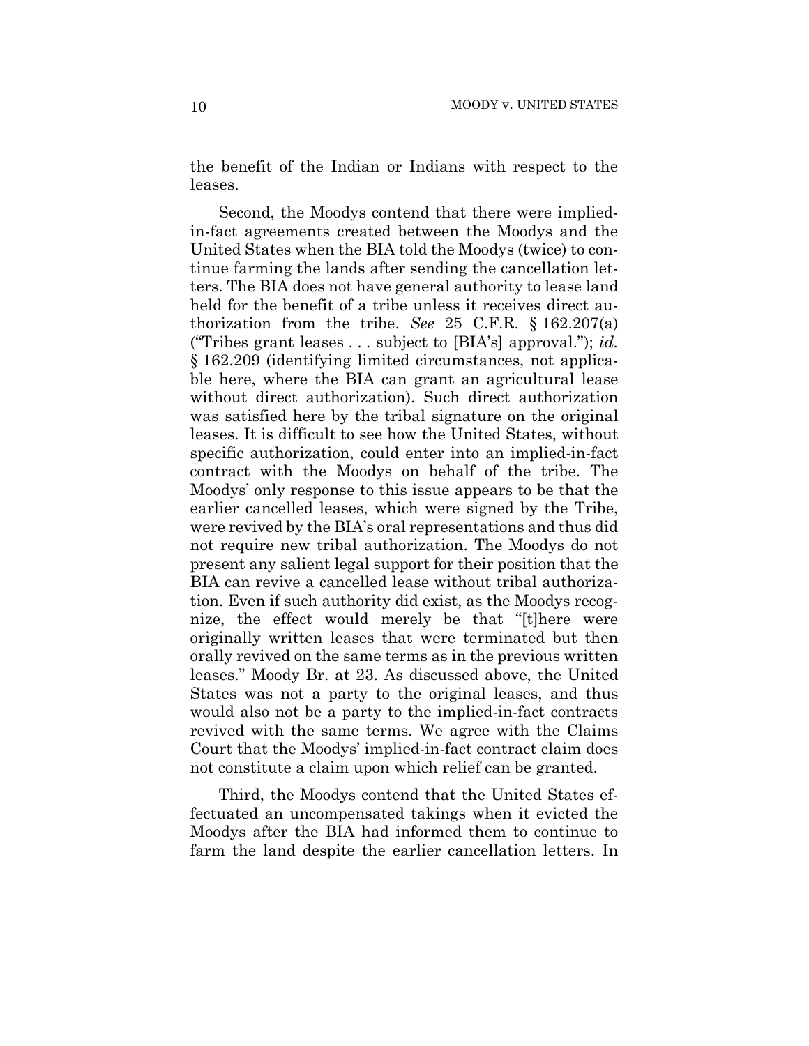the benefit of the Indian or Indians with respect to the leases.

Second, the Moodys contend that there were implied-in-fact agreements created between the Moodys and the United States when the BIA told the Moodys (twice) to continue farming the lands after sending the cancellation letters. The BIA does not have general authority to lease land held for the benefit of a tribe unless it receives direct authorization from the tribe. *See* 25 C.F.R. § 162.207(a) ("Tribes grant leases . . . subject to [BIA's] approval."); *id.* § 162.209 (identifying limited circumstances, not applicable here, where the BIA can grant an agricultural lease without direct authorization). Such direct authorization was satisfied here by the tribal signature on the original leases. It is difficult to see how the United States, without specific authorization, could enter into an implied-in-fact contract with the Moodys on behalf of the tribe. The Moodys' only response to this issue appears to be that the earlier cancelled leases, which were signed by the Tribe, were revived by the BIA's oral representations and thus did not require new tribal authorization. The Moodys do not present any salient legal support for their position that the BIA can revive a cancelled lease without tribal authorization. Even if such authority did exist, as the Moodys recognize, the effect would merely be that "[t]here were originally written leases that were terminated but then orally revived on the same terms as in the previous written leases." Moody Br. at 23. As discussed above, the United States was not a party to the original leases, and thus would also not be a party to the implied-in-fact contracts revived with the same terms. We agree with the Claims Court that the Moodys' implied-in-fact contract claim does not constitute a claim upon which relief can be granted.

Third, the Moodys contend that the United States effectuated an uncompensated takings when it evicted the Moodys after the BIA had informed them to continue to farm the land despite the earlier cancellation letters. In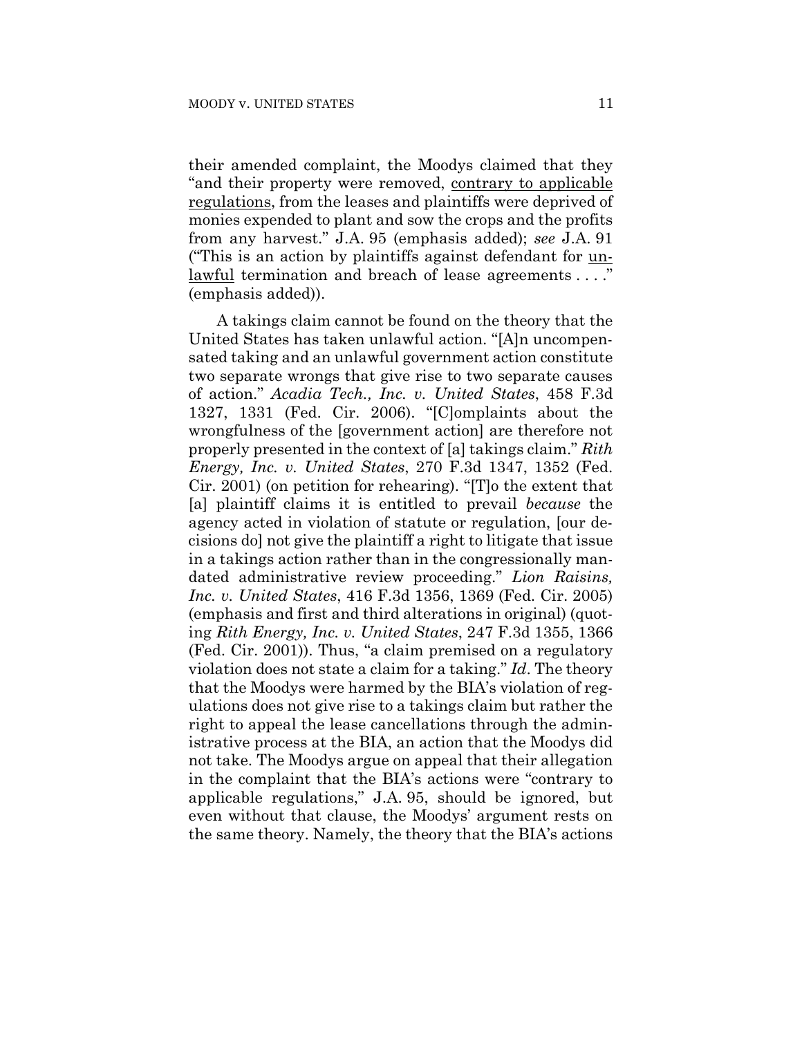their amended complaint, the Moodys claimed that they "and their property were removed, <u>contrary to applicable regulations</u>, from the leases and plaintiffs were deprived of monies expended to plant and sow the crops and the profits from any harvest." J.A. 95 (emphasis added); *see* J.A. 91 ("This is an action by plaintiffs against defendant for <u>unlawful</u> termination and breach of lease agreements . . . ." (emphasis added)).

A takings claim cannot be found on the theory that the United States has taken unlawful action. "[A]n uncompensated taking and an unlawful government action constitute two separate wrongs that give rise to two separate causes of action." *Acadia Tech., Inc. v. United States*, 458 F.3d 1327, 1331 (Fed. Cir. 2006). "[C]omplaints about the wrongfulness of the [government action] are therefore not properly presented in the context of [a] takings claim." *Rith Energy, Inc. v. United States*, 270 F.3d 1347, 1352 (Fed. Cir. 2001) (on petition for rehearing). "[T]o the extent that [a] plaintiff claims it is entitled to prevail *because* the agency acted in violation of statute or regulation, [our decisions do] not give the plaintiff a right to litigate that issue in a takings action rather than in the congressionally mandated administrative review proceeding." *Lion Raisins, Inc. v. United States*, 416 F.3d 1356, 1369 (Fed. Cir. 2005) (emphasis and first and third alterations in original) (quoting *Rith Energy, Inc. v. United States*, 247 F.3d 1355, 1366 (Fed. Cir. 2001)). Thus, "a claim premised on a regulatory violation does not state a claim for a taking." *Id*. The theory that the Moodys were harmed by the BIA's violation of regulations does not give rise to a takings claim but rather the right to appeal the lease cancellations through the administrative process at the BIA, an action that the Moodys did not take. The Moodys argue on appeal that their allegation in the complaint that the BIA's actions were "contrary to applicable regulations," J.A. 95, should be ignored, but even without that clause, the Moodys' argument rests on the same theory. Namely, the theory that the BIA's actions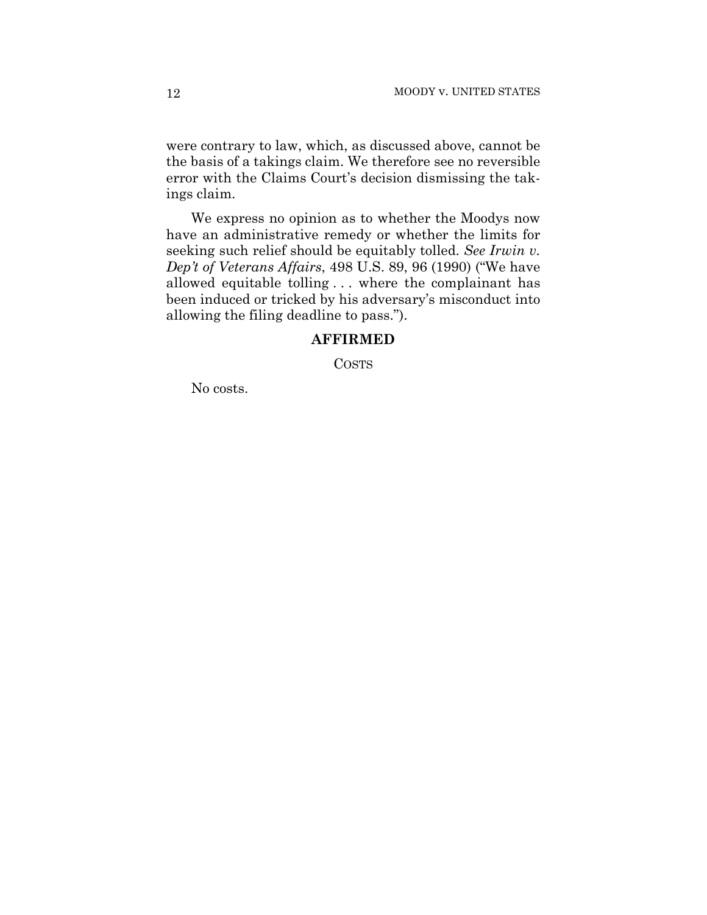were contrary to law, which, as discussed above, cannot be the basis of a takings claim. We therefore see no reversible error with the Claims Court's decision dismissing the takings claim.

We express no opinion as to whether the Moodys now have an administrative remedy or whether the limits for seeking such relief should be equitably tolled. *See Irwin v. Dep't of Veterans Affairs*, 498 U.S. 89, 96 (1990) ("We have allowed equitable tolling . . . where the complainant has been induced or tricked by his adversary's misconduct into allowing the filing deadline to pass.").

**AFFIRMED**

COSTS

No costs.